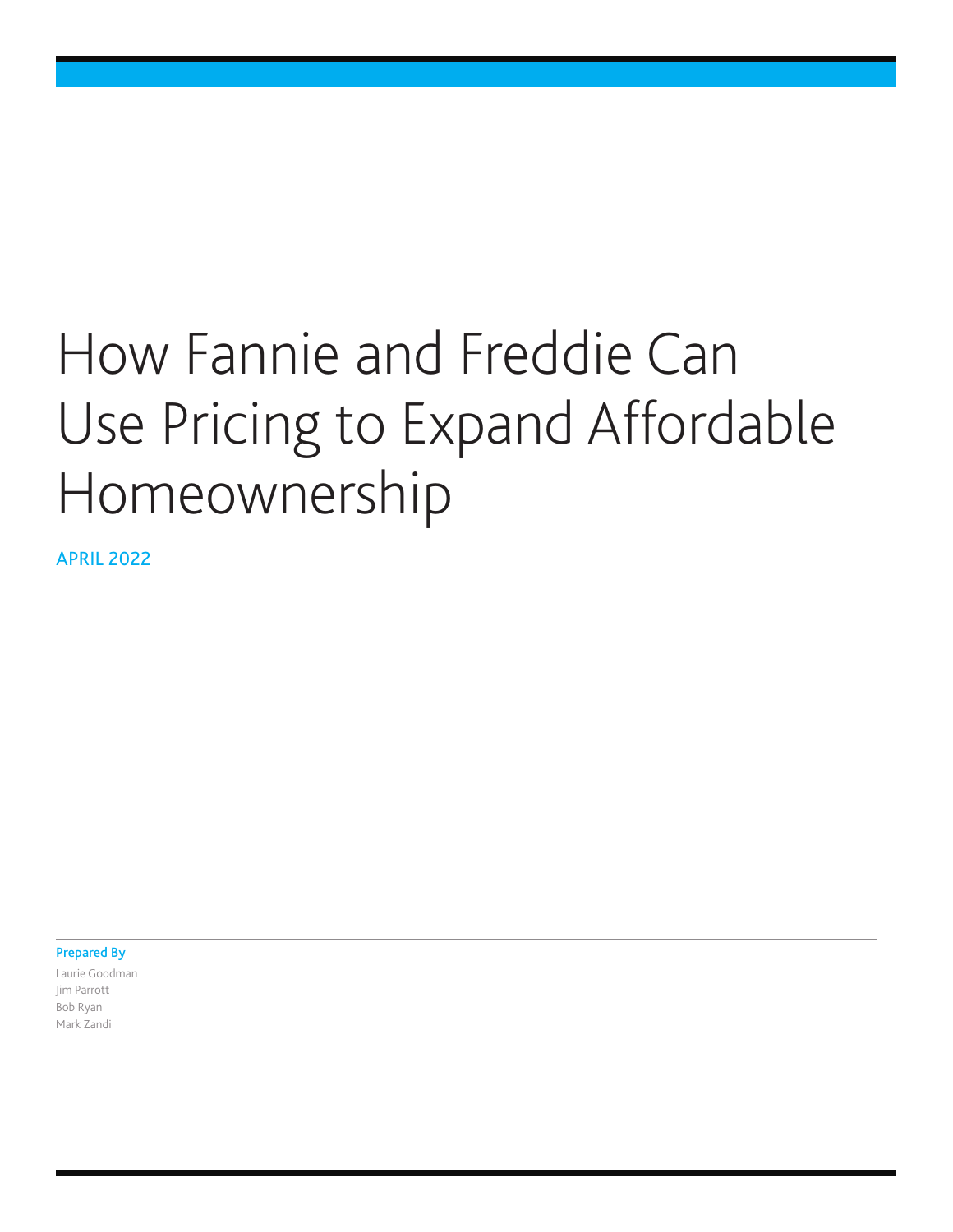# How Fannie and Freddie Can Use Pricing to Expand Affordable Homeownership

APRIL 2022

**Prepared By**

Laurie Goodman
Jim Parrott
Bob Ryan
Mark Zandi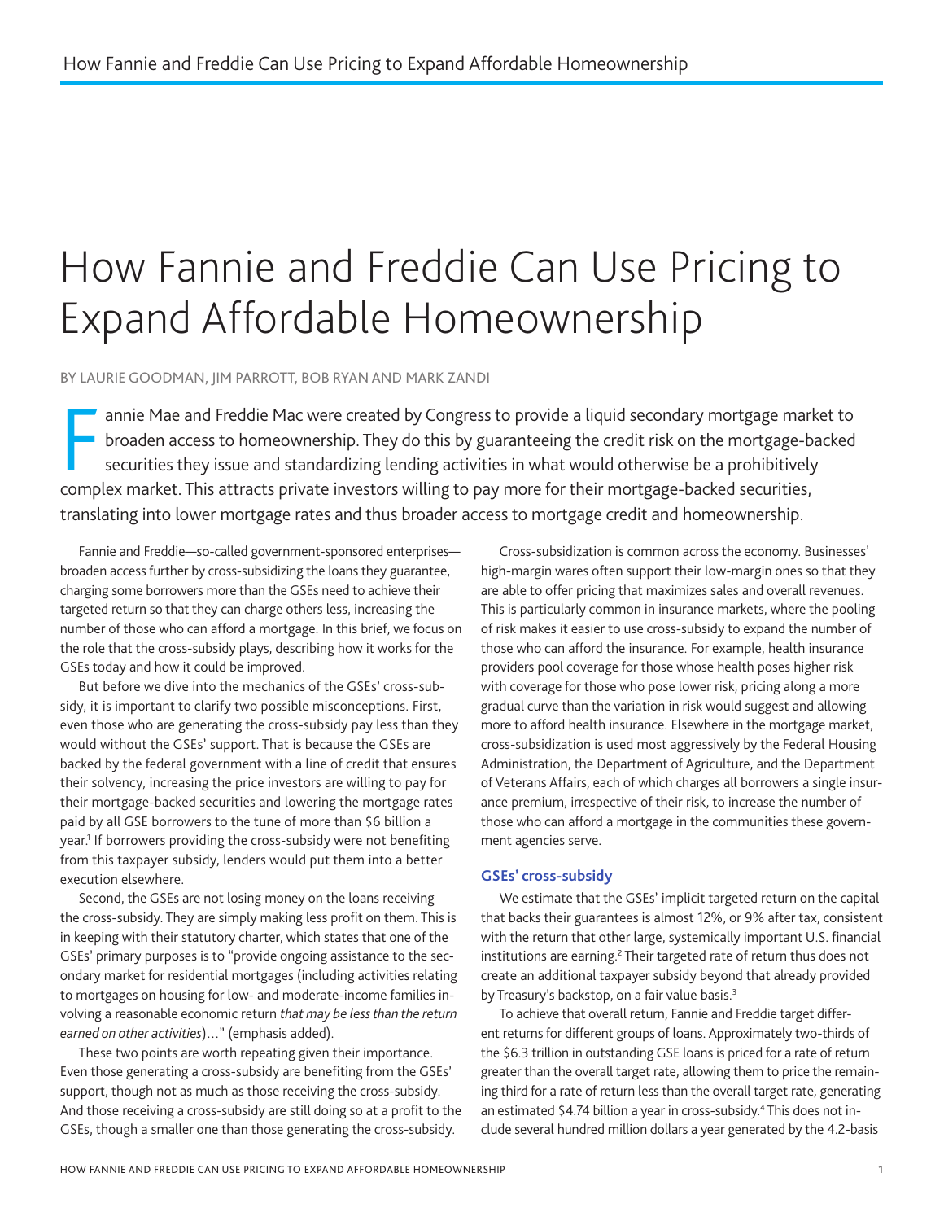# How Fannie and Freddie Can Use Pricing to Expand Affordable Homeownership

BY LAURIE GOODMAN, JIM PARROTT, BOB RYAN AND MARK ZANDI

Fannie Mae and Freddie Mac were created by Congress to provide a liquid secondary mortgage market to broaden access to homeownership. They do this by guaranteeing the credit risk on the mortgage-backed securities they issue and standardizing lending activities in what would otherwise be a prohibitively complex market. This attracts private investors willing to pay more for their mortgage-backed securities, translating into lower mortgage rates and thus broader access to mortgage credit and homeownership.

Fannie and Freddie—so-called government-sponsored enterprises—broaden access further by cross-subsidizing the loans they guarantee, charging some borrowers more than the GSEs need to achieve their targeted return so that they can charge others less, increasing the number of those who can afford a mortgage. In this brief, we focus on the role that the cross-subsidy plays, describing how it works for the GSEs today and how it could be improved.

But before we dive into the mechanics of the GSEs' cross-subsidy, it is important to clarify two possible misconceptions. First, even those who are generating the cross-subsidy pay less than they would without the GSEs' support. That is because the GSEs are backed by the federal government with a line of credit that ensures their solvency, increasing the price investors are willing to pay for their mortgage-backed securities and lowering the mortgage rates paid by all GSE borrowers to the tune of more than $6 billion a year.[1] If borrowers providing the cross-subsidy were not benefiting from this taxpayer subsidy, lenders would put them into a better execution elsewhere.

Second, the GSEs are not losing money on the loans receiving the cross-subsidy. They are simply making less profit on them. This is in keeping with their statutory charter, which states that one of the GSEs' primary purposes is to "provide ongoing assistance to the secondary market for residential mortgages (including activities relating to mortgages on housing for low- and moderate-income families involving a reasonable economic return *that may be less than the return earned on other activities*)…" (emphasis added).

These two points are worth repeating given their importance. Even those generating a cross-subsidy are benefiting from the GSEs' support, though not as much as those receiving the cross-subsidy. And those receiving a cross-subsidy are still doing so at a profit to the GSEs, though a smaller one than those generating the cross-subsidy.

Cross-subsidization is common across the economy. Businesses' high-margin wares often support their low-margin ones so that they are able to offer pricing that maximizes sales and overall revenues. This is particularly common in insurance markets, where the pooling of risk makes it easier to use cross-subsidy to expand the number of those who can afford the insurance. For example, health insurance providers pool coverage for those whose health poses higher risk with coverage for those who pose lower risk, pricing along a more gradual curve than the variation in risk would suggest and allowing more to afford health insurance. Elsewhere in the mortgage market, cross-subsidization is used most aggressively by the Federal Housing Administration, the Department of Agriculture, and the Department of Veterans Affairs, each of which charges all borrowers a single insurance premium, irrespective of their risk, to increase the number of those who can afford a mortgage in the communities these government agencies serve.

## GSEs' cross-subsidy

We estimate that the GSEs' implicit targeted return on the capital that backs their guarantees is almost 12%, or 9% after tax, consistent with the return that other large, systemically important U.S. financial institutions are earning.[2] Their targeted rate of return thus does not create an additional taxpayer subsidy beyond that already provided by Treasury's backstop, on a fair value basis.[3]

To achieve that overall return, Fannie and Freddie target different returns for different groups of loans. Approximately two-thirds of the $6.3 trillion in outstanding GSE loans is priced for a rate of return greater than the overall target rate, allowing them to price the remaining third for a rate of return less than the overall target rate, generating an estimated $4.74 billion a year in cross-subsidy.[4] This does not include several hundred million dollars a year generated by the 4.2-basis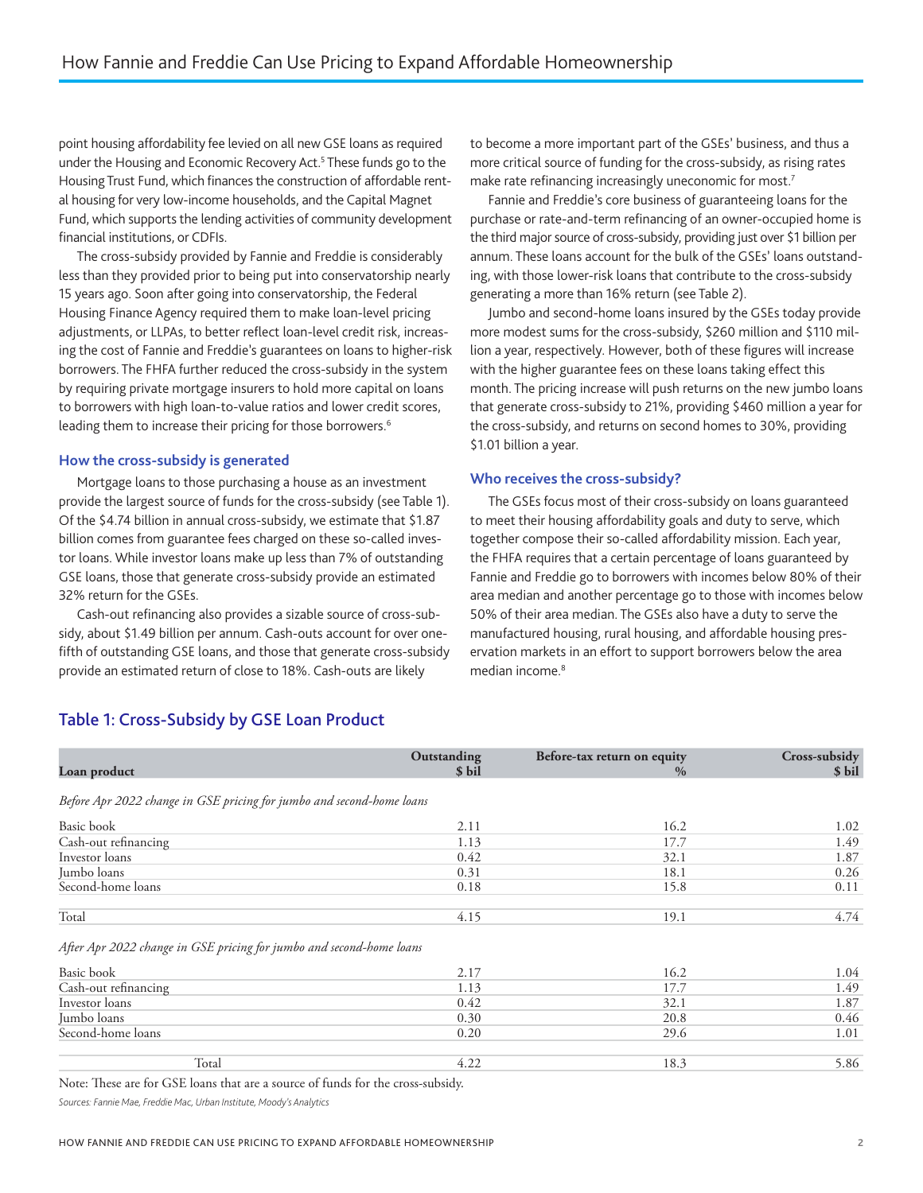point housing affordability fee levied on all new GSE loans as required under the Housing and Economic Recovery Act.[5] These funds go to the Housing Trust Fund, which finances the construction of affordable rental housing for very low-income households, and the Capital Magnet Fund, which supports the lending activities of community development financial institutions, or CDFIs.

The cross-subsidy provided by Fannie and Freddie is considerably less than they provided prior to being put into conservatorship nearly 15 years ago. Soon after going into conservatorship, the Federal Housing Finance Agency required them to make loan-level pricing adjustments, or LLPAs, to better reflect loan-level credit risk, increasing the cost of Fannie and Freddie's guarantees on loans to higher-risk borrowers. The FHFA further reduced the cross-subsidy in the system by requiring private mortgage insurers to hold more capital on loans to borrowers with high loan-to-value ratios and lower credit scores, leading them to increase their pricing for those borrowers.[6]

### How the cross-subsidy is generated

Mortgage loans to those purchasing a house as an investment provide the largest source of funds for the cross-subsidy (see Table 1). Of the $4.74 billion in annual cross-subsidy, we estimate that $1.87 billion comes from guarantee fees charged on these so-called investor loans. While investor loans make up less than 7% of outstanding GSE loans, those that generate cross-subsidy provide an estimated 32% return for the GSEs.

Cash-out refinancing also provides a sizable source of cross-subsidy, about $1.49 billion per annum. Cash-outs account for over one-fifth of outstanding GSE loans, and those that generate cross-subsidy provide an estimated return of close to 18%. Cash-outs are likely to become a more important part of the GSEs' business, and thus a more critical source of funding for the cross-subsidy, as rising rates make rate refinancing increasingly uneconomic for most.[7]

Fannie and Freddie's core business of guaranteeing loans for the purchase or rate-and-term refinancing of an owner-occupied home is the third major source of cross-subsidy, providing just over $1 billion per annum. These loans account for the bulk of the GSEs' loans outstanding, with those lower-risk loans that contribute to the cross-subsidy generating a more than 16% return (see Table 2).

Jumbo and second-home loans insured by the GSEs today provide more modest sums for the cross-subsidy, $260 million and $110 million a year, respectively. However, both of these figures will increase with the higher guarantee fees on these loans taking effect this month. The pricing increase will push returns on the new jumbo loans that generate cross-subsidy to 21%, providing $460 million a year for the cross-subsidy, and returns on second homes to 30%, providing $1.01 billion a year.

### Who receives the cross-subsidy?

The GSEs focus most of their cross-subsidy on loans guaranteed to meet their housing affordability goals and duty to serve, which together compose their so-called affordability mission. Each year, the FHFA requires that a certain percentage of loans guaranteed by Fannie and Freddie go to borrowers with incomes below 80% of their area median and another percentage go to those with incomes below 50% of their area median. The GSEs also have a duty to serve the manufactured housing, rural housing, and affordable housing preservation markets in an effort to support borrowers below the area median income.[8]

## Table 1: Cross-Subsidy by GSE Loan Product

| Loan product | Outstanding $ bil | Before-tax return on equity % | Cross-subsidy $ bil |
|---|---|---|---|
| *Before Apr 2022 change in GSE pricing for jumbo and second-home loans* | | | |
| Basic book | 2.11 | 16.2 | 1.02 |
| Cash-out refinancing | 1.13 | 17.7 | 1.49 |
| Investor loans | 0.42 | 32.1 | 1.87 |
| Jumbo loans | 0.31 | 18.1 | 0.26 |
| Second-home loans | 0.18 | 15.8 | 0.11 |
| Total | 4.15 | 19.1 | 4.74 |
| *After Apr 2022 change in GSE pricing for jumbo and second-home loans* | | | |
| Basic book | 2.17 | 16.2 | 1.04 |
| Cash-out refinancing | 1.13 | 17.7 | 1.49 |
| Investor loans | 0.42 | 32.1 | 1.87 |
| Jumbo loans | 0.30 | 20.8 | 0.46 |
| Second-home loans | 0.20 | 29.6 | 1.01 |
| Total | 4.22 | 18.3 | 5.86 |

Note: These are for GSE loans that are a source of funds for the cross-subsidy.

*Sources: Fannie Mae, Freddie Mac, Urban Institute, Moody's Analytics*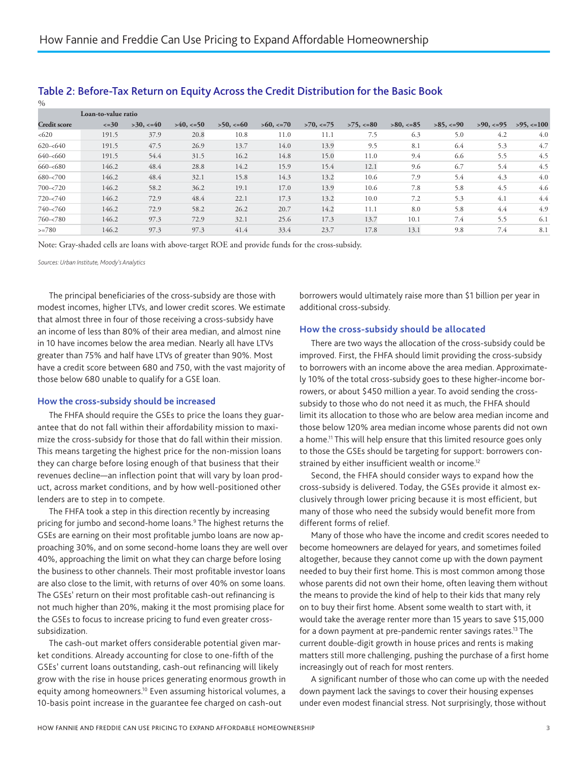## Table 2: Before-Tax Return on Equity Across the Credit Distribution for the Basic Book

%

| | Loan-to-value ratio | | | | | | | | | | |
|---|---|---|---|---|---|---|---|---|---|---|---|
| **Credit score** | **<=30** | **>30, <=40** | **>40, <=50** | **>50, <=60** | **>60, <=70** | **>70, <=75** | **>75, <=80** | **>80, <=85** | **>85, <=90** | **>90, <=95** | **>95, <=100** |
| <620 | 191.5 | 37.9 | 20.8 | 10.8 | 11.0 | 11.1 | 7.5 | 6.3 | 5.0 | 4.2 | 4.0 |
| 620-<640 | 191.5 | 47.5 | 26.9 | 13.7 | 14.0 | 13.9 | 9.5 | 8.1 | 6.4 | 5.3 | 4.7 |
| 640-<660 | 191.5 | 54.4 | 31.5 | 16.2 | 14.8 | 15.0 | 11.0 | 9.4 | 6.6 | 5.5 | 4.5 |
| 660-<680 | 146.2 | 48.4 | 28.8 | 14.2 | 15.9 | 15.4 | 12.1 | 9.6 | 6.7 | 5.4 | 4.5 |
| 680-<700 | 146.2 | 48.4 | 32.1 | 15.8 | 14.3 | 13.2 | 10.6 | 7.9 | 5.4 | 4.3 | 4.0 |
| 700-<720 | 146.2 | 58.2 | 36.2 | 19.1 | 17.0 | 13.9 | 10.6 | 7.8 | 5.8 | 4.5 | 4.6 |
| 720-<740 | 146.2 | 72.9 | 48.4 | 22.1 | 17.3 | 13.2 | 10.0 | 7.2 | 5.3 | 4.1 | 4.4 |
| 740-<760 | 146.2 | 72.9 | 58.2 | 26.2 | 20.7 | 14.2 | 11.1 | 8.0 | 5.8 | 4.4 | 4.9 |
| 760-<780 | 146.2 | 97.3 | 72.9 | 32.1 | 25.6 | 17.3 | 13.7 | 10.1 | 7.4 | 5.5 | 6.1 |
| >=780 | 146.2 | 97.3 | 97.3 | 41.4 | 33.4 | 23.7 | 17.8 | 13.1 | 9.8 | 7.4 | 8.1 |

Note: Gray-shaded cells are loans with above-target ROE and provide funds for the cross-subsidy.

*Sources: Urban Institute, Moody's Analytics*

The principal beneficiaries of the cross-subsidy are those with modest incomes, higher LTVs, and lower credit scores. We estimate that almost three in four of those receiving a cross-subsidy have an income of less than 80% of their area median, and almost nine in 10 have incomes below the area median. Nearly all have LTVs greater than 75% and half have LTVs of greater than 90%. Most have a credit score between 680 and 750, with the vast majority of those below 680 unable to qualify for a GSE loan.

### How the cross-subsidy should be increased

The FHFA should require the GSEs to price the loans they guarantee that do not fall within their affordability mission to maximize the cross-subsidy for those that do fall within their mission. This means targeting the highest price for the non-mission loans they can charge before losing enough of that business that their revenues decline—an inflection point that will vary by loan product, across market conditions, and by how well-positioned other lenders are to step in to compete.

The FHFA took a step in this direction recently by increasing pricing for jumbo and second-home loans.[9] The highest returns the GSEs are earning on their most profitable jumbo loans are now approaching 30%, and on some second-home loans they are well over 40%, approaching the limit on what they can charge before losing the business to other channels. Their most profitable investor loans are also close to the limit, with returns of over 40% on some loans. The GSEs' return on their most profitable cash-out refinancing is not much higher than 20%, making it the most promising place for the GSEs to focus to increase pricing to fund even greater cross-subsidization.

The cash-out market offers considerable potential given market conditions. Already accounting for close to one-fifth of the GSEs' current loans outstanding, cash-out refinancing will likely grow with the rise in house prices generating enormous growth in equity among homeowners.[10] Even assuming historical volumes, a 10-basis point increase in the guarantee fee charged on cash-out borrowers would ultimately raise more than $1 billion per year in additional cross-subsidy.

### How the cross-subsidy should be allocated

There are two ways the allocation of the cross-subsidy could be improved. First, the FHFA should limit providing the cross-subsidy to borrowers with an income above the area median. Approximately 10% of the total cross-subsidy goes to these higher-income borrowers, or about $450 million a year. To avoid sending the cross-subsidy to those who do not need it as much, the FHFA should limit its allocation to those who are below area median income and those below 120% area median income whose parents did not own a home.[11] This will help ensure that this limited resource goes only to those the GSEs should be targeting for support: borrowers constrained by either insufficient wealth or income.[12]

Second, the FHFA should consider ways to expand how the cross-subsidy is delivered. Today, the GSEs provide it almost exclusively through lower pricing because it is most efficient, but many of those who need the subsidy would benefit more from different forms of relief.

Many of those who have the income and credit scores needed to become homeowners are delayed for years, and sometimes foiled altogether, because they cannot come up with the down payment needed to buy their first home. This is most common among those whose parents did not own their home, often leaving them without the means to provide the kind of help to their kids that many rely on to buy their first home. Absent some wealth to start with, it would take the average renter more than 15 years to save $15,000 for a down payment at pre-pandemic renter savings rates.[13] The current double-digit growth in house prices and rents is making matters still more challenging, pushing the purchase of a first home increasingly out of reach for most renters.

A significant number of those who can come up with the needed down payment lack the savings to cover their housing expenses under even modest financial stress. Not surprisingly, those without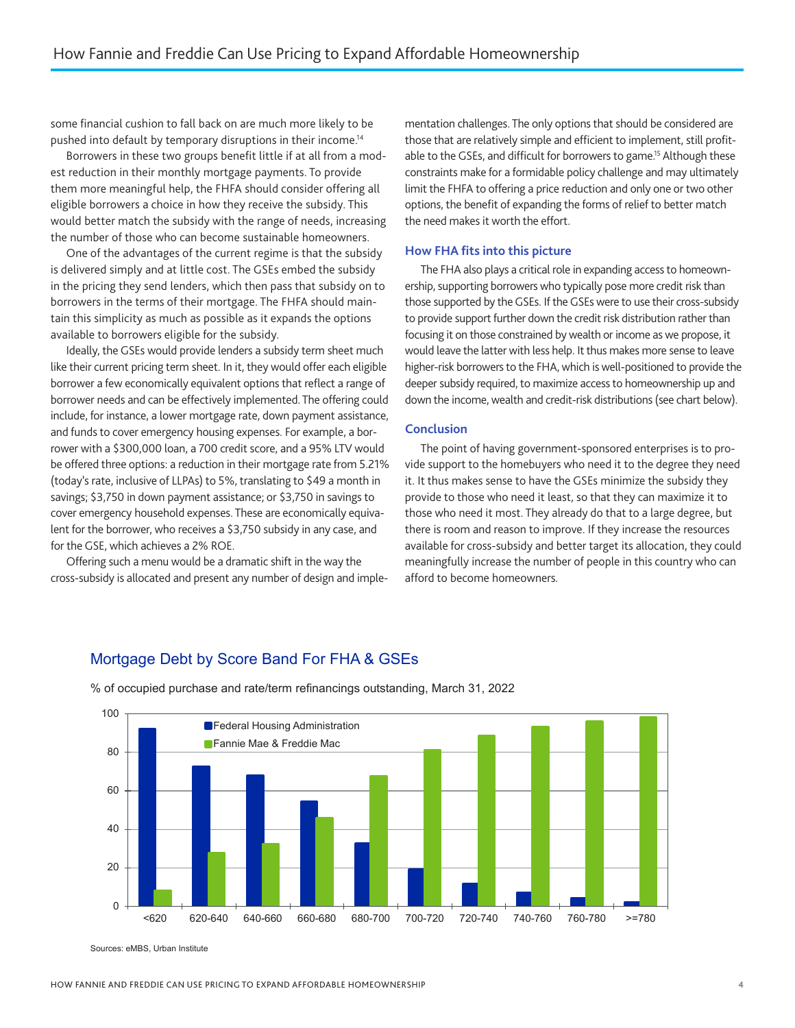some financial cushion to fall back on are much more likely to be pushed into default by temporary disruptions in their income.[14]

Borrowers in these two groups benefit little if at all from a modest reduction in their monthly mortgage payments. To provide them more meaningful help, the FHFA should consider offering all eligible borrowers a choice in how they receive the subsidy. This would better match the subsidy with the range of needs, increasing the number of those who can become sustainable homeowners.

One of the advantages of the current regime is that the subsidy is delivered simply and at little cost. The GSEs embed the subsidy in the pricing they send lenders, which then pass that subsidy on to borrowers in the terms of their mortgage. The FHFA should maintain this simplicity as much as possible as it expands the options available to borrowers eligible for the subsidy.

Ideally, the GSEs would provide lenders a subsidy term sheet much like their current pricing term sheet. In it, they would offer each eligible borrower a few economically equivalent options that reflect a range of borrower needs and can be effectively implemented. The offering could include, for instance, a lower mortgage rate, down payment assistance, and funds to cover emergency housing expenses. For example, a borrower with a $300,000 loan, a 700 credit score, and a 95% LTV would be offered three options: a reduction in their mortgage rate from 5.21% (today's rate, inclusive of LLPAs) to 5%, translating to $49 a month in savings; $3,750 in down payment assistance; or $3,750 in savings to cover emergency household expenses. These are economically equivalent for the borrower, who receives a $3,750 subsidy in any case, and for the GSE, which achieves a 2% ROE.

Offering such a menu would be a dramatic shift in the way the cross-subsidy is allocated and present any number of design and implementation challenges. The only options that should be considered are those that are relatively simple and efficient to implement, still profitable to the GSEs, and difficult for borrowers to game.[15] Although these constraints make for a formidable policy challenge and may ultimately limit the FHFA to offering a price reduction and only one or two other options, the benefit of expanding the forms of relief to better match the need makes it worth the effort.

### How FHA fits into this picture

The FHA also plays a critical role in expanding access to homeownership, supporting borrowers who typically pose more credit risk than those supported by the GSEs. If the GSEs were to use their cross-subsidy to provide support further down the credit risk distribution rather than focusing it on those constrained by wealth or income as we propose, it would leave the latter with less help. It thus makes more sense to leave higher-risk borrowers to the FHA, which is well-positioned to provide the deeper subsidy required, to maximize access to homeownership up and down the income, wealth and credit-risk distributions (see chart below).

### Conclusion

The point of having government-sponsored enterprises is to provide support to the homebuyers who need it to the degree they need it. It thus makes sense to have the GSEs minimize the subsidy they provide to those who need it least, so that they can maximize it to those who need it most. They already do that to a large degree, but there is room and reason to improve. If they increase the resources available for cross-subsidy and better target its allocation, they could meaningfully increase the number of people in this country who can afford to become homeowners.

## Mortgage Debt by Score Band For FHA & GSEs

% of occupied purchase and rate/term refinancings outstanding, March 31, 2022

| Score band | Federal Housing Administration | Fannie Mae & Freddie Mac |
|---|---|---|
| <620 | 92 | 8 |
| 620-640 | 73 | 28 |
| 640-660 | 68 | 32 |
| 660-680 | 55 | 46 |
| 680-700 | 33 | 68 |
| 700-720 | 19 | 81 |
| 720-740 | 12 | 88 |
| 740-760 | 7 | 93 |
| 760-780 | 4 | 96 |
| >=780 | 2 | 98 |

Sources: eMBS, Urban Institute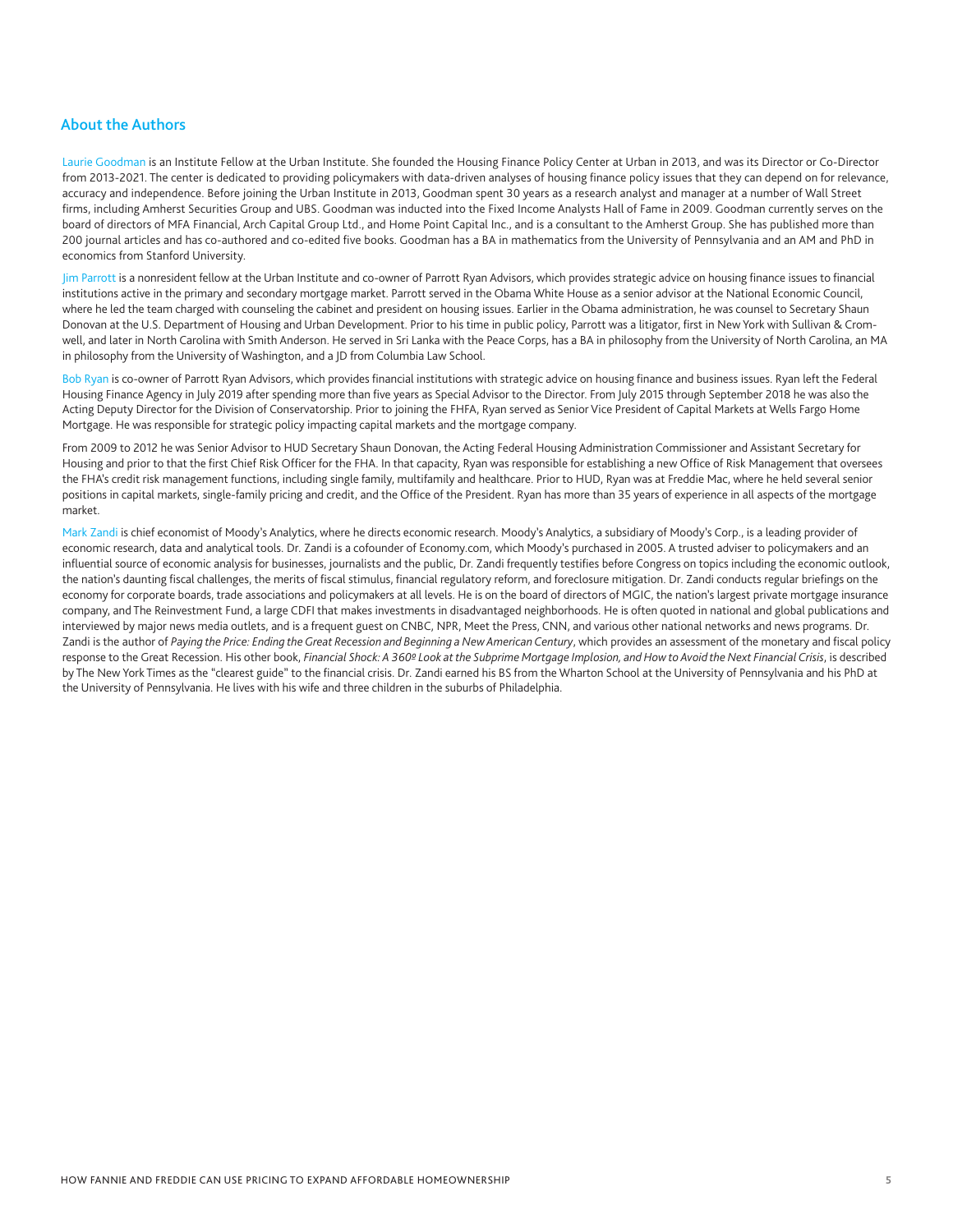## About the Authors

Laurie Goodman is an Institute Fellow at the Urban Institute. She founded the Housing Finance Policy Center at Urban in 2013, and was its Director or Co-Director from 2013-2021. The center is dedicated to providing policymakers with data-driven analyses of housing finance policy issues that they can depend on for relevance, accuracy and independence. Before joining the Urban Institute in 2013, Goodman spent 30 years as a research analyst and manager at a number of Wall Street firms, including Amherst Securities Group and UBS. Goodman was inducted into the Fixed Income Analysts Hall of Fame in 2009. Goodman currently serves on the board of directors of MFA Financial, Arch Capital Group Ltd., and Home Point Capital Inc., and is a consultant to the Amherst Group. She has published more than 200 journal articles and has co-authored and co-edited five books. Goodman has a BA in mathematics from the University of Pennsylvania and an AM and PhD in economics from Stanford University.

Jim Parrott is a nonresident fellow at the Urban Institute and co-owner of Parrott Ryan Advisors, which provides strategic advice on housing finance issues to financial institutions active in the primary and secondary mortgage market. Parrott served in the Obama White House as a senior advisor at the National Economic Council, where he led the team charged with counseling the cabinet and president on housing issues. Earlier in the Obama administration, he was counsel to Secretary Shaun Donovan at the U.S. Department of Housing and Urban Development. Prior to his time in public policy, Parrott was a litigator, first in New York with Sullivan & Cromwell, and later in North Carolina with Smith Anderson. He served in Sri Lanka with the Peace Corps, has a BA in philosophy from the University of North Carolina, an MA in philosophy from the University of Washington, and a JD from Columbia Law School.

Bob Ryan is co-owner of Parrott Ryan Advisors, which provides financial institutions with strategic advice on housing finance and business issues. Ryan left the Federal Housing Finance Agency in July 2019 after spending more than five years as Special Advisor to the Director. From July 2015 through September 2018 he was also the Acting Deputy Director for the Division of Conservatorship. Prior to joining the FHFA, Ryan served as Senior Vice President of Capital Markets at Wells Fargo Home Mortgage. He was responsible for strategic policy impacting capital markets and the mortgage company.

From 2009 to 2012 he was Senior Advisor to HUD Secretary Shaun Donovan, the Acting Federal Housing Administration Commissioner and Assistant Secretary for Housing and prior to that the first Chief Risk Officer for the FHA. In that capacity, Ryan was responsible for establishing a new Office of Risk Management that oversees the FHA's credit risk management functions, including single family, multifamily and healthcare. Prior to HUD, Ryan was at Freddie Mac, where he held several senior positions in capital markets, single-family pricing and credit, and the Office of the President. Ryan has more than 35 years of experience in all aspects of the mortgage market.

Mark Zandi is chief economist of Moody's Analytics, where he directs economic research. Moody's Analytics, a subsidiary of Moody's Corp., is a leading provider of economic research, data and analytical tools. Dr. Zandi is a cofounder of Economy.com, which Moody's purchased in 2005. A trusted adviser to policymakers and an influential source of economic analysis for businesses, journalists and the public, Dr. Zandi frequently testifies before Congress on topics including the economic outlook, the nation's daunting fiscal challenges, the merits of fiscal stimulus, financial regulatory reform, and foreclosure mitigation. Dr. Zandi conducts regular briefings on the economy for corporate boards, trade associations and policymakers at all levels. He is on the board of directors of MGIC, the nation's largest private mortgage insurance company, and The Reinvestment Fund, a large CDFI that makes investments in disadvantaged neighborhoods. He is often quoted in national and global publications and interviewed by major news media outlets, and is a frequent guest on CNBC, NPR, Meet the Press, CNN, and various other national networks and news programs. Dr. Zandi is the author of *Paying the Price: Ending the Great Recession and Beginning a New American Century*, which provides an assessment of the monetary and fiscal policy response to the Great Recession. His other book, *Financial Shock: A 360º Look at the Subprime Mortgage Implosion, and How to Avoid the Next Financial Crisis*, is described by The New York Times as the "clearest guide" to the financial crisis. Dr. Zandi earned his BS from the Wharton School at the University of Pennsylvania and his PhD at the University of Pennsylvania. He lives with his wife and three children in the suburbs of Philadelphia.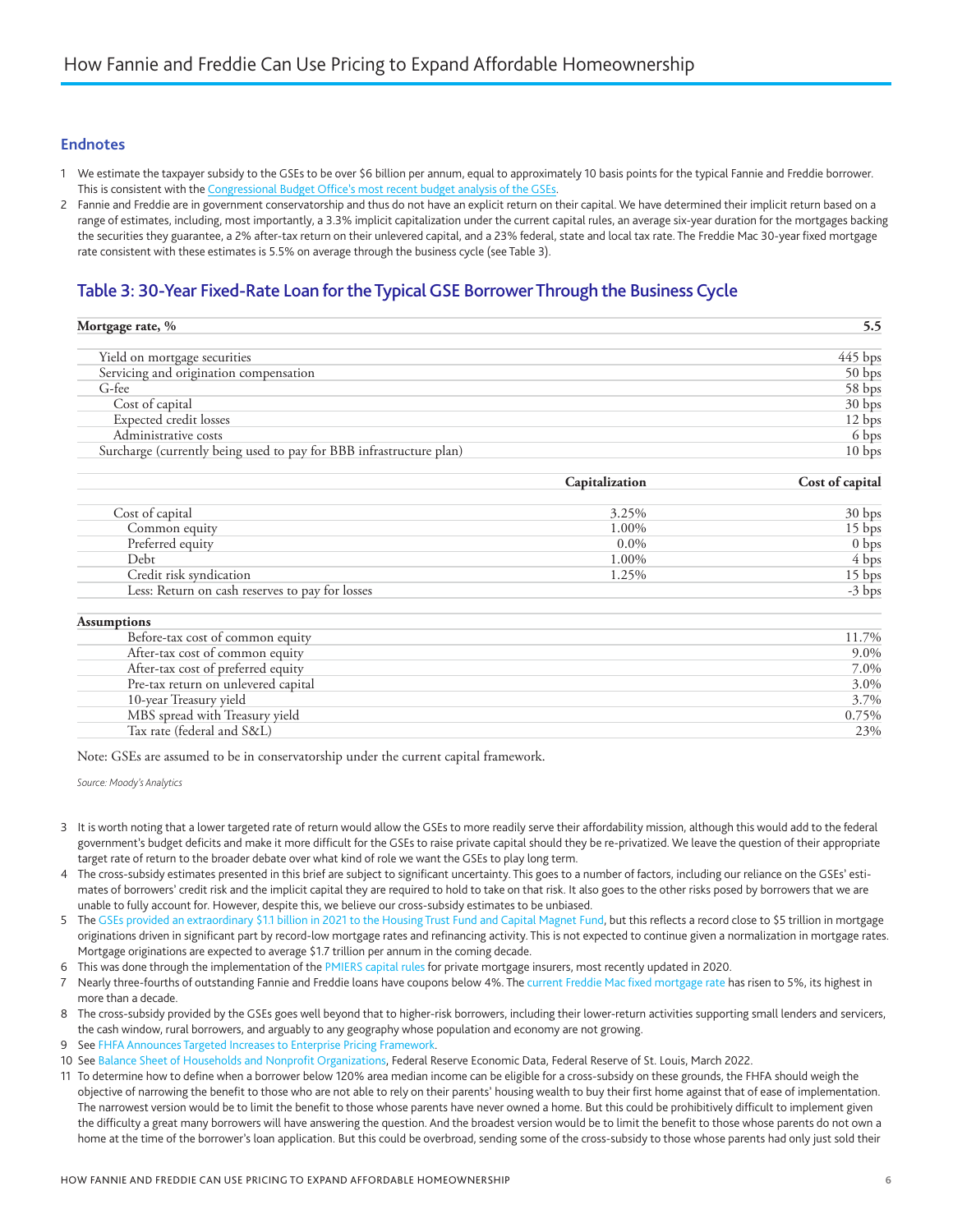## Endnotes

1. We estimate the taxpayer subsidy to the GSEs to be over $6 billion per annum, equal to approximately 10 basis points for the typical Fannie and Freddie borrower. This is consistent with the Congressional Budget Office's most recent budget analysis of the GSEs.
2. Fannie and Freddie are in government conservatorship and thus do not have an explicit return on their capital. We have determined their implicit return based on a range of estimates, including, most importantly, a 3.3% implicit capitalization under the current capital rules, an average six-year duration for the mortgages backing the securities they guarantee, a 2% after-tax return on their unlevered capital, and a 23% federal, state and local tax rate. The Freddie Mac 30-year fixed mortgage rate consistent with these estimates is 5.5% on average through the business cycle (see Table 3).

## Table 3: 30-Year Fixed-Rate Loan for the Typical GSE Borrower Through the Business Cycle

| **Mortgage rate, %** | | **5.5** |
|---|---|---|
| Yield on mortgage securities | | 445 bps |
| Servicing and origination compensation | | 50 bps |
| G-fee | | 58 bps |
| Cost of capital | | 30 bps |
| Expected credit losses | | 12 bps |
| Administrative costs | | 6 bps |
| Surcharge (currently being used to pay for BBB infrastructure plan) | | 10 bps |
| | **Capitalization** | **Cost of capital** |
| Cost of capital | 3.25% | 30 bps |
| Common equity | 1.00% | 15 bps |
| Preferred equity | 0.0% | 0 bps |
| Debt | 1.00% | 4 bps |
| Credit risk syndication | 1.25% | 15 bps |
| Less: Return on cash reserves to pay for losses | | -3 bps |
| **Assumptions** | | |
| Before-tax cost of common equity | | 11.7% |
| After-tax cost of common equity | | 9.0% |
| After-tax cost of preferred equity | | 7.0% |
| Pre-tax return on unlevered capital | | 3.0% |
| 10-year Treasury yield | | 3.7% |
| MBS spread with Treasury yield | | 0.75% |
| Tax rate (federal and S&L) | | 23% |

Note: GSEs are assumed to be in conservatorship under the current capital framework.

*Source: Moody's Analytics*

3. It is worth noting that a lower targeted rate of return would allow the GSEs to more readily serve their affordability mission, although this would add to the federal government's budget deficits and make it more difficult for the GSEs to raise private capital should they be re-privatized. We leave the question of their appropriate target rate of return to the broader debate over what kind of role we want the GSEs to play long term.
4. The cross-subsidy estimates presented in this brief are subject to significant uncertainty. This goes to a number of factors, including our reliance on the GSEs' estimates of borrowers' credit risk and the implicit capital they are required to hold to take on that risk. It also goes to the other risks posed by borrowers that we are unable to fully account for. However, despite this, we believe our cross-subsidy estimates to be unbiased.
5. The GSEs provided an extraordinary $1.1 billion in 2021 to the Housing Trust Fund and Capital Magnet Fund, but this reflects a record close to $5 trillion in mortgage originations driven in significant part by record-low mortgage rates and refinancing activity. This is not expected to continue given a normalization in mortgage rates. Mortgage originations are expected to average $1.7 trillion per annum in the coming decade.
6. This was done through the implementation of the PMIERS capital rules for private mortgage insurers, most recently updated in 2020.
7. Nearly three-fourths of outstanding Fannie and Freddie loans have coupons below 4%. The current Freddie Mac fixed mortgage rate has risen to 5%, its highest in more than a decade.
8. The cross-subsidy provided by the GSEs goes well beyond that to higher-risk borrowers, including their lower-return activities supporting small lenders and servicers, the cash window, rural borrowers, and arguably to any geography whose population and economy are not growing.
9. See FHFA Announces Targeted Increases to Enterprise Pricing Framework.
10. See Balance Sheet of Households and Nonprofit Organizations, Federal Reserve Economic Data, Federal Reserve of St. Louis, March 2022.
11. To determine how to define when a borrower below 120% area median income can be eligible for a cross-subsidy on these grounds, the FHFA should weigh the objective of narrowing the benefit to those who are not able to rely on their parents' housing wealth to buy their first home against that of ease of implementation. The narrowest version would be to limit the benefit to those whose parents have never owned a home. But this could be prohibitively difficult to implement given the difficulty a great many borrowers will have answering the question. And the broadest version would be to limit the benefit to those whose parents do not own a home at the time of the borrower's loan application. But this could be overbroad, sending some of the cross-subsidy to those whose parents had only just sold their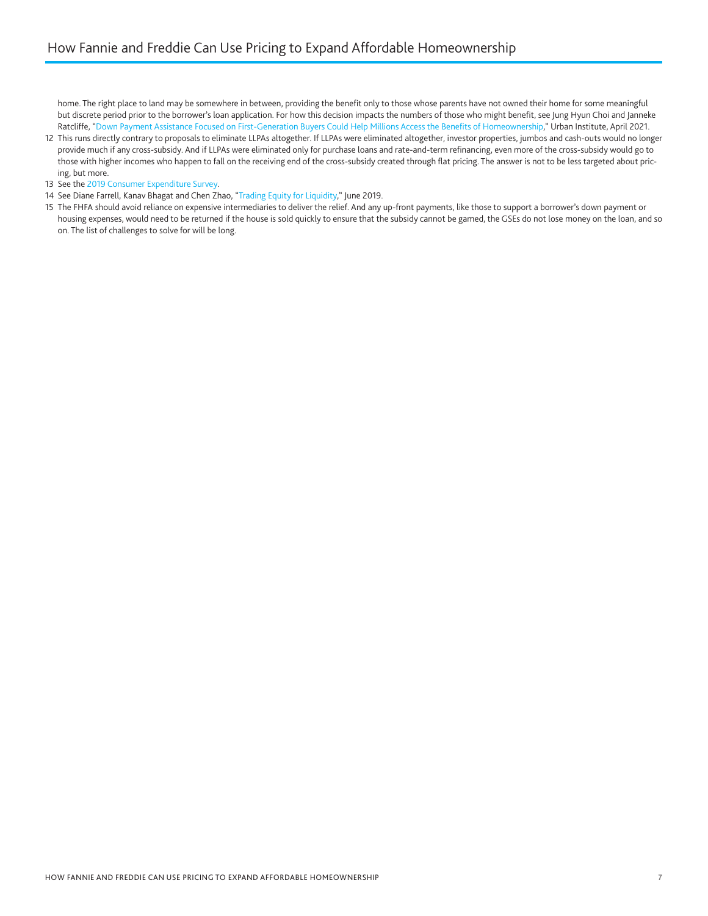home. The right place to land may be somewhere in between, providing the benefit only to those whose parents have not owned their home for some meaningful but discrete period prior to the borrower's loan application. For how this decision impacts the numbers of those who might benefit, see Jung Hyun Choi and Janneke Ratcliffe, "Down Payment Assistance Focused on First-Generation Buyers Could Help Millions Access the Benefits of Homeownership," Urban Institute, April 2021.

12 This runs directly contrary to proposals to eliminate LLPAs altogether. If LLPAs were eliminated altogether, investor properties, jumbos and cash-outs would no longer provide much if any cross-subsidy. And if LLPAs were eliminated only for purchase loans and rate-and-term refinancing, even more of the cross-subsidy would go to those with higher incomes who happen to fall on the receiving end of the cross-subsidy created through flat pricing. The answer is not to be less targeted about pricing, but more.

13 See the 2019 Consumer Expenditure Survey.

14 See Diane Farrell, Kanav Bhagat and Chen Zhao, "Trading Equity for Liquidity," June 2019.

15 The FHFA should avoid reliance on expensive intermediaries to deliver the relief. And any up-front payments, like those to support a borrower's down payment or housing expenses, would need to be returned if the house is sold quickly to ensure that the subsidy cannot be gamed, the GSEs do not lose money on the loan, and so on. The list of challenges to solve for will be long.